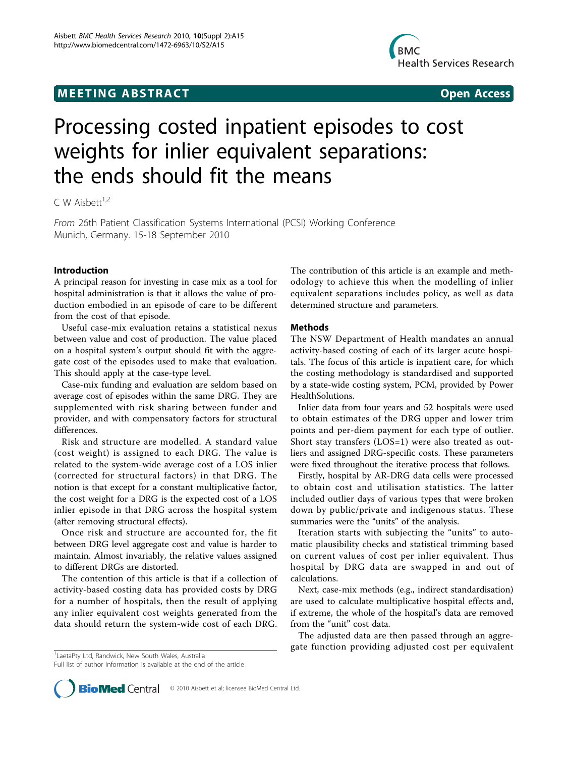MEETING ABSTRACT

Open Access

# Processing costed inpatient episodes to cost weights for inlier equivalent separations: the ends should fit the means

C W Aisbett[1,2]

*From* 26th Patient Classification Systems International (PCSI) Working Conference
Munich, Germany. 15-18 September 2010

## Introduction

A principal reason for investing in case mix as a tool for hospital administration is that it allows the value of production embodied in an episode of care to be different from the cost of that episode.

Useful case-mix evaluation retains a statistical nexus between value and cost of production. The value placed on a hospital system's output should fit with the aggregate cost of the episodes used to make that evaluation. This should apply at the case-type level.

Case-mix funding and evaluation are seldom based on average cost of episodes within the same DRG. They are supplemented with risk sharing between funder and provider, and with compensatory factors for structural differences.

Risk and structure are modelled. A standard value (cost weight) is assigned to each DRG. The value is related to the system-wide average cost of a LOS inlier (corrected for structural factors) in that DRG. The notion is that except for a constant multiplicative factor, the cost weight for a DRG is the expected cost of a LOS inlier episode in that DRG across the hospital system (after removing structural effects).

Once risk and structure are accounted for, the fit between DRG level aggregate cost and value is harder to maintain. Almost invariably, the relative values assigned to different DRGs are distorted.

The contention of this article is that if a collection of activity-based costing data has provided costs by DRG for a number of hospitals, then the result of applying any inlier equivalent cost weights generated from the data should return the system-wide cost of each DRG.

The contribution of this article is an example and methodology to achieve this when the modelling of inlier equivalent separations includes policy, as well as data determined structure and parameters.

## Methods

The NSW Department of Health mandates an annual activity-based costing of each of its larger acute hospitals. The focus of this article is inpatient care, for which the costing methodology is standardised and supported by a state-wide costing system, PCM, provided by Power HealthSolutions.

Inlier data from four years and 52 hospitals were used to obtain estimates of the DRG upper and lower trim points and per-diem payment for each type of outlier. Short stay transfers (LOS=1) were also treated as outliers and assigned DRG-specific costs. These parameters were fixed throughout the iterative process that follows.

Firstly, hospital by AR-DRG data cells were processed to obtain cost and utilisation statistics. The latter included outlier days of various types that were broken down by public/private and indigenous status. These summaries were the "units" of the analysis.

Iteration starts with subjecting the "units" to automatic plausibility checks and statistical trimming based on current values of cost per inlier equivalent. Thus hospital by DRG data are swapped in and out of calculations.

Next, case-mix methods (e.g., indirect standardisation) are used to calculate multiplicative hospital effects and, if extreme, the whole of the hospital's data are removed from the "unit" cost data.

The adjusted data are then passed through an aggregate function providing adjusted cost per equivalent

[1]LaetaPty Ltd, Randwick, New South Wales, Australia
Full list of author information is available at the end of the article

© 2010 Aisbett et al; licensee BioMed Central Ltd.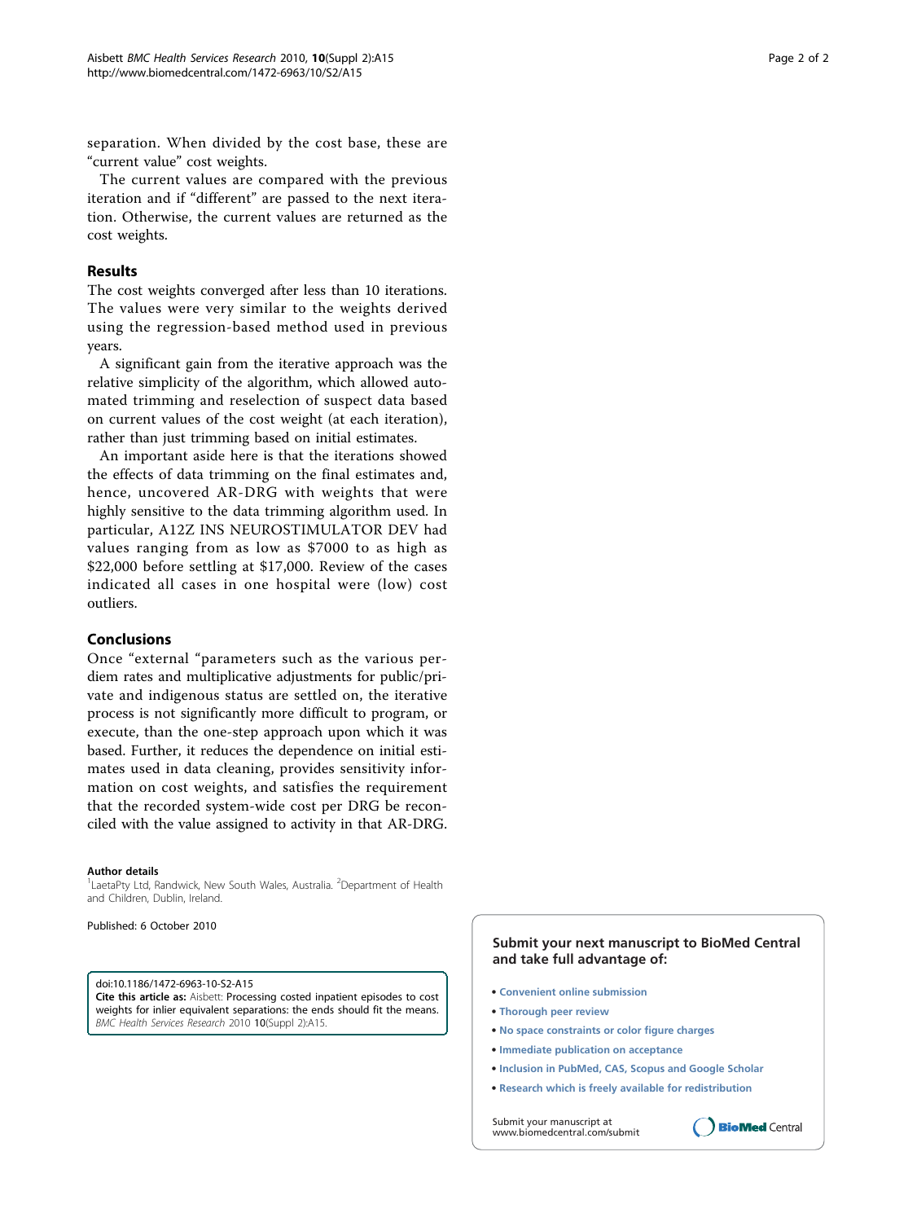separation. When divided by the cost base, these are "current value" cost weights.

The current values are compared with the previous iteration and if "different" are passed to the next iteration. Otherwise, the current values are returned as the cost weights.

## Results

The cost weights converged after less than 10 iterations. The values were very similar to the weights derived using the regression-based method used in previous years.

A significant gain from the iterative approach was the relative simplicity of the algorithm, which allowed automated trimming and reselection of suspect data based on current values of the cost weight (at each iteration), rather than just trimming based on initial estimates.

An important aside here is that the iterations showed the effects of data trimming on the final estimates and, hence, uncovered AR-DRG with weights that were highly sensitive to the data trimming algorithm used. In particular, A12Z INS NEUROSTIMULATOR DEV had values ranging from as low as $7000 to as high as $22,000 before settling at $17,000. Review of the cases indicated all cases in one hospital were (low) cost outliers.

## Conclusions

Once "external "parameters such as the various per-diem rates and multiplicative adjustments for public/private and indigenous status are settled on, the iterative process is not significantly more difficult to program, or execute, than the one-step approach upon which it was based. Further, it reduces the dependence on initial estimates used in data cleaning, provides sensitivity information on cost weights, and satisfies the requirement that the recorded system-wide cost per DRG be reconciled with the value assigned to activity in that AR-DRG.

**Author details**

[1]LaetaPty Ltd, Randwick, New South Wales, Australia. [2]Department of Health and Children, Dublin, Ireland.

Published: 6 October 2010

doi:10.1186/1472-6963-10-S2-A15

**Cite this article as:** Aisbett: Processing costed inpatient episodes to cost weights for inlier equivalent separations: the ends should fit the means. *BMC Health Services Research* 2010 **10**(Suppl 2):A15.

**Submit your next manuscript to BioMed Central and take full advantage of:**

- Convenient online submission
- Thorough peer review
- No space constraints or color figure charges
- Immediate publication on acceptance
- Inclusion in PubMed, CAS, Scopus and Google Scholar
- Research which is freely available for redistribution

Submit your manuscript at www.biomedcentral.com/submit

BioMed Central